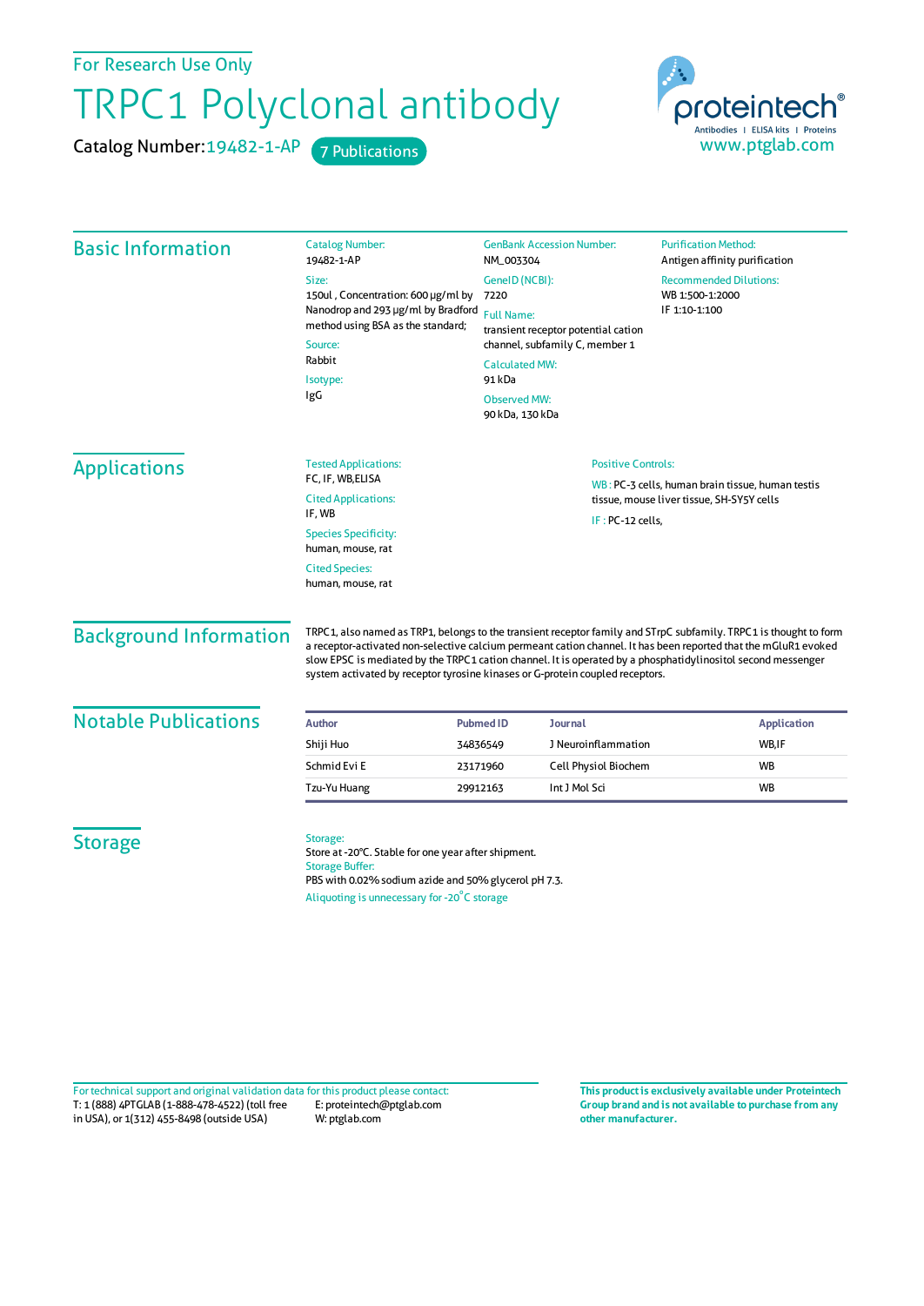For Research Use Only

# TRPC1 Polyclonal antibody

Catalog Number: 19482-1-AP    7 Publications

proteintech® Antibodies | ELISA kits | Proteins
www.ptglab.com

## Basic Information

Catalog Number:
19482-1-AP

Size:
150ul , Concentration: 600 μg/ml by Nanodrop and 293 μg/ml by Bradford method using BSA as the standard;

Source:
Rabbit

Isotype:
IgG

GenBank Accession Number:
NM_003304

GeneID (NCBI):
7220

Full Name:
transient receptor potential cation channel, subfamily C, member 1

Calculated MW:
91 kDa

Observed MW:
90 kDa, 130 kDa

Purification Method:
Antigen affinity purification

Recommended Dilutions:
WB 1:500-1:2000
IF 1:10-1:100

## Applications

Tested Applications:
FC, IF, WB,ELISA

Cited Applications:
IF, WB

Species Specificity:
human, mouse, rat

Cited Species:
human, mouse, rat

Positive Controls:

WB : PC-3 cells, human brain tissue, human testis tissue, mouse liver tissue, SH-SY5Y cells

IF : PC-12 cells,

## Background Information

TRPC1, also named as TRP1, belongs to the transient receptor family and STrpC subfamily. TRPC1 is thought to form a receptor-activated non-selective calcium permeant cation channel. It has been reported that the mGluR1 evoked slow EPSC is mediated by the TRPC1 cation channel. It is operated by a phosphatidylinositol second messenger system activated by receptor tyrosine kinases or G-protein coupled receptors.

## Notable Publications

| Author | Pubmed ID | Journal | Application |
|---|---|---|---|
| Shiji Huo | 34836549 | J Neuroinflammation | WB,IF |
| Schmid Evi E | 23171960 | Cell Physiol Biochem | WB |
| Tzu-Yu Huang | 29912163 | Int J Mol Sci | WB |

## Storage

Storage:
Store at -20°C. Stable for one year after shipment.

Storage Buffer:
PBS with 0.02% sodium azide and 50% glycerol pH 7.3.

Aliquoting is unnecessary for -20°C storage

For technical support and original validation data for this product please contact:
T: 1 (888) 4PTGLAB (1-888-478-4522) (toll free in USA), or 1(312) 455-8498 (outside USA)
E: proteintech@ptglab.com
W: ptglab.com

**This product is exclusively available under Proteintech Group brand and is not available to purchase from any other manufacturer.**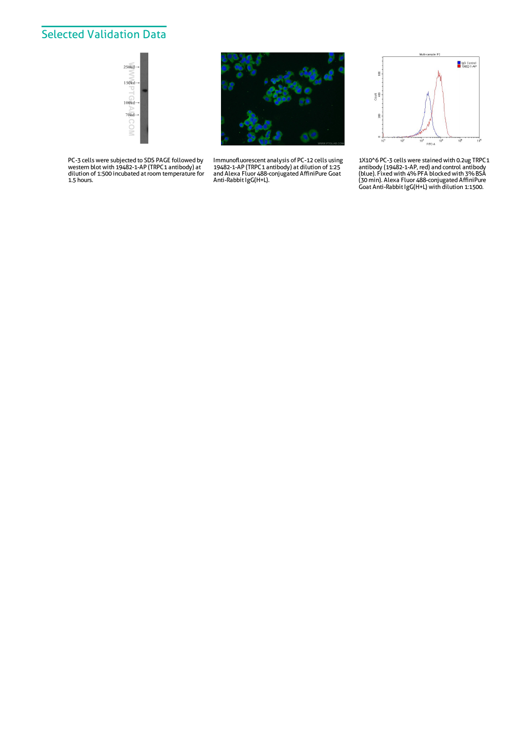## Selected Validation Data

250kd→
150kd→
100kd→
70kd→
WWW.PTGLAB.COM

PC-3 cells were subjected to SDS PAGE followed by western blot with 19482-1-AP (TRPC1 antibody) at dilution of 1:500 incubated at room temperature for 1.5 hours.

WWW.PTGLAB.COM

Immunofluorescent analysis of PC-12 cells using 19482-1-AP (TRPC1 antibody) at dilution of 1:25 and Alexa Fluor 488-conjugated AffiniPure Goat Anti-Rabbit IgG(H+L).

Multi-sample P3
IgG Control
19482-1-AP
Count
FITC-A

1X10^6 PC-3 cells were stained with 0.2ug TRPC1 antibody (19482-1-AP, red) and control antibody (blue). Fixed with 4% PFA blocked with 3% BSA (30 min). Alexa Fluor 488-conjugated AffiniPure Goat Anti-Rabbit IgG(H+L) with dilution 1:1500.